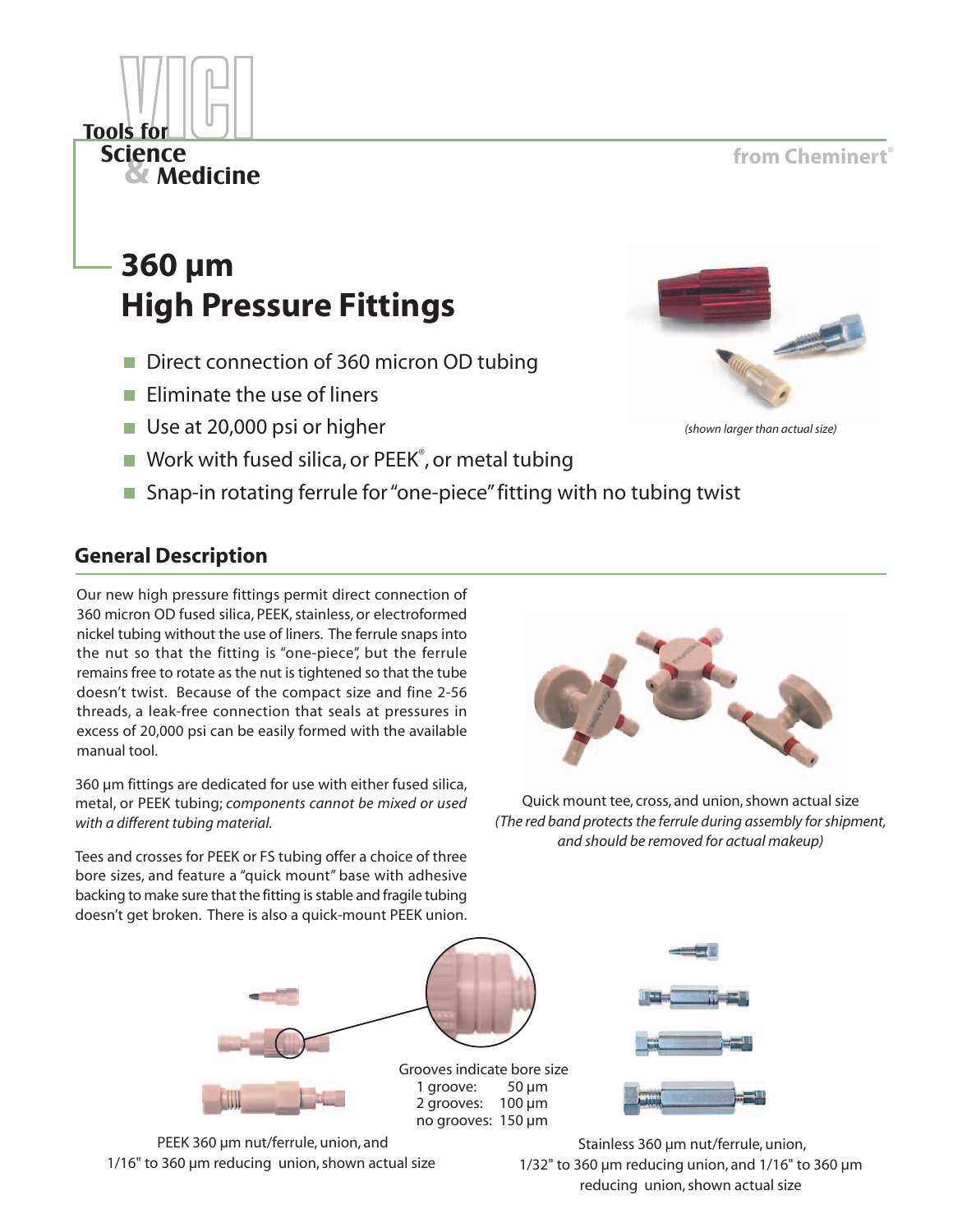Tools for Science & Medicine

from Cheminert®

# 360 µm High Pressure Fittings

- Direct connection of 360 micron OD tubing
- Eliminate the use of liners
- Use at 20,000 psi or higher
- Work with fused silica, or PEEK®, or metal tubing
- Snap-in rotating ferrule for "one-piece" fitting with no tubing twist

*(shown larger than actual size)*

## General Description

Our new high pressure fittings permit direct connection of 360 micron OD fused silica, PEEK, stainless, or electroformed nickel tubing without the use of liners. The ferrule snaps into the nut so that the fitting is "one-piece", but the ferrule remains free to rotate as the nut is tightened so that the tube doesn't twist. Because of the compact size and fine 2-56 threads, a leak-free connection that seals at pressures in excess of 20,000 psi can be easily formed with the available manual tool.

360 µm fittings are dedicated for use with either fused silica, metal, or PEEK tubing; *components cannot be mixed or used with a different tubing material.*

Tees and crosses for PEEK or FS tubing offer a choice of three bore sizes, and feature a "quick mount" base with adhesive backing to make sure that the fitting is stable and fragile tubing doesn't get broken. There is also a quick-mount PEEK union.

Quick mount tee, cross, and union, shown actual size
*(The red band protects the ferrule during assembly for shipment, and should be removed for actual makeup)*

Grooves indicate bore size

| | |
|---|---|
| 1 groove: | 50 µm |
| 2 grooves: | 100 µm |
| no grooves: | 150 µm |

PEEK 360 µm nut/ferrule, union, and 1/16" to 360 µm reducing union, shown actual size

Stainless 360 µm nut/ferrule, union, 1/32" to 360 µm reducing union, and 1/16" to 360 µm reducing union, shown actual size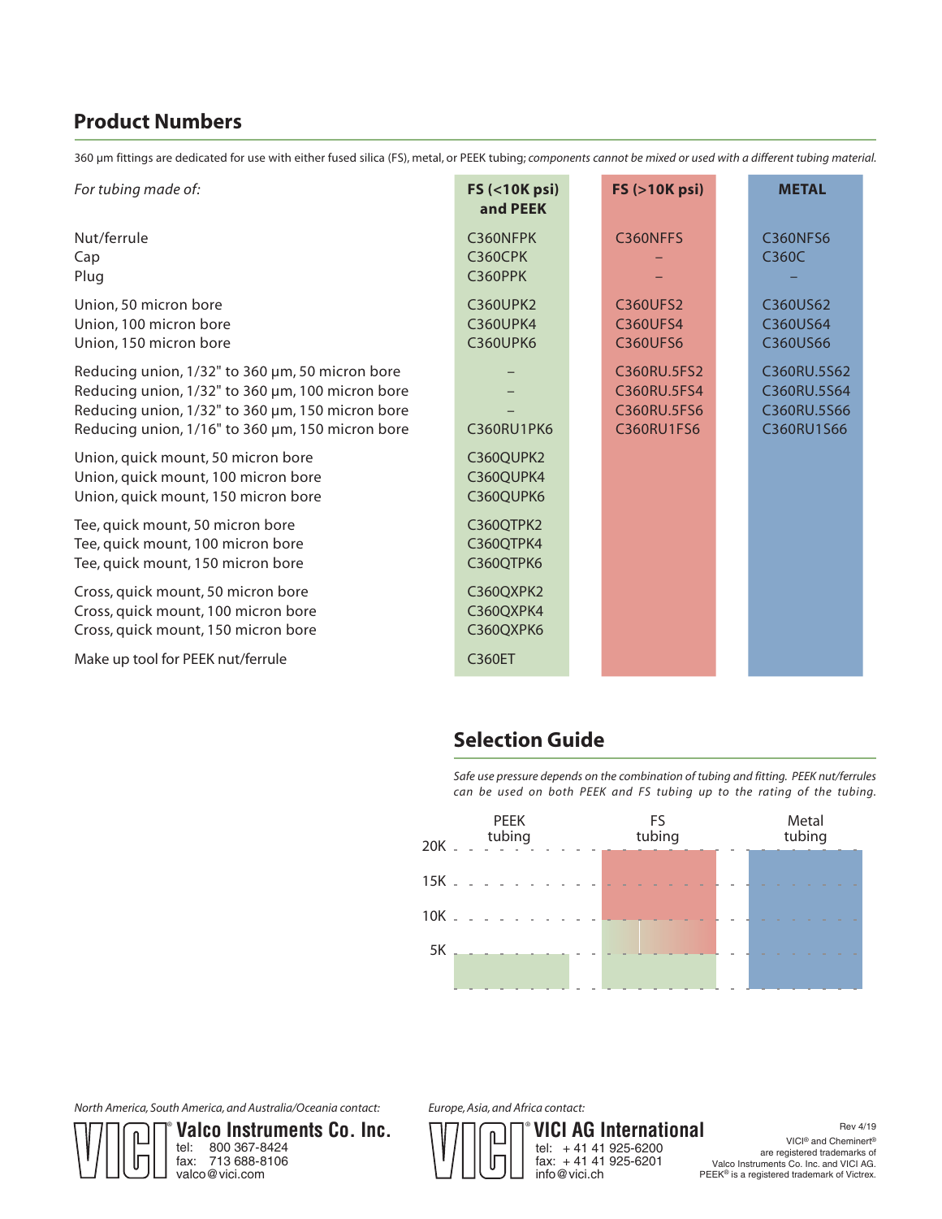## Product Numbers

360 µm fittings are dedicated for use with either fused silica (FS), metal, or PEEK tubing; *components cannot be mixed or used with a different tubing material.*

| *For tubing made of:* | FS (<10K psi) and PEEK | FS (>10K psi) | METAL |
|---|---|---|---|
| Nut/ferrule | C360NFPK | C360NFFS | C360NFS6 |
| Cap | C360CPK | – | C360C |
| Plug | C360PPK | – | – |
| Union, 50 micron bore | C360UPK2 | C360UFS2 | C360US62 |
| Union, 100 micron bore | C360UPK4 | C360UFS4 | C360US64 |
| Union, 150 micron bore | C360UPK6 | C360UFS6 | C360US66 |
| Reducing union, 1/32" to 360 µm, 50 micron bore | – | C360RU.5FS2 | C360RU.5S62 |
| Reducing union, 1/32" to 360 µm, 100 micron bore | – | C360RU.5FS4 | C360RU.5S64 |
| Reducing union, 1/32" to 360 µm, 150 micron bore | – | C360RU.5FS6 | C360RU.5S66 |
| Reducing union, 1/16" to 360 µm, 150 micron bore | C360RU1PK6 | C360RU1FS6 | C360RU1S66 |
| Union, quick mount, 50 micron bore | C360QUPK2 | | |
| Union, quick mount, 100 micron bore | C360QUPK4 | | |
| Union, quick mount, 150 micron bore | C360QUPK6 | | |
| Tee, quick mount, 50 micron bore | C360QTPK2 | | |
| Tee, quick mount, 100 micron bore | C360QTPK4 | | |
| Tee, quick mount, 150 micron bore | C360QTPK6 | | |
| Cross, quick mount, 50 micron bore | C360QXPK2 | | |
| Cross, quick mount, 100 micron bore | C360QXPK4 | | |
| Cross, quick mount, 150 micron bore | C360QXPK6 | | |
| Make up tool for PEEK nut/ferrule | C360ET | | |

## Selection Guide

*Safe use pressure depends on the combination of tubing and fitting. PEEK nut/ferrules can be used on both PEEK and FS tubing up to the rating of the tubing.*

PEEK tubing
FS tubing
Metal tubing
20K
15K
10K
5K

*North America, South America, and Australia/Oceania contact:*

**Valco Instruments Co. Inc.**
tel: 800 367-8424
fax: 713 688-8106
valco@vici.com

*Europe, Asia, and Africa contact:*

**VICI AG International**
tel: + 41 41 925-6200
fax: + 41 41 925-6201
info@vici.ch

Rev 4/19

VICI® and Cheminert® are registered trademarks of Valco Instruments Co. Inc. and VICI AG.
PEEK® is a registered trademark of Victrex.